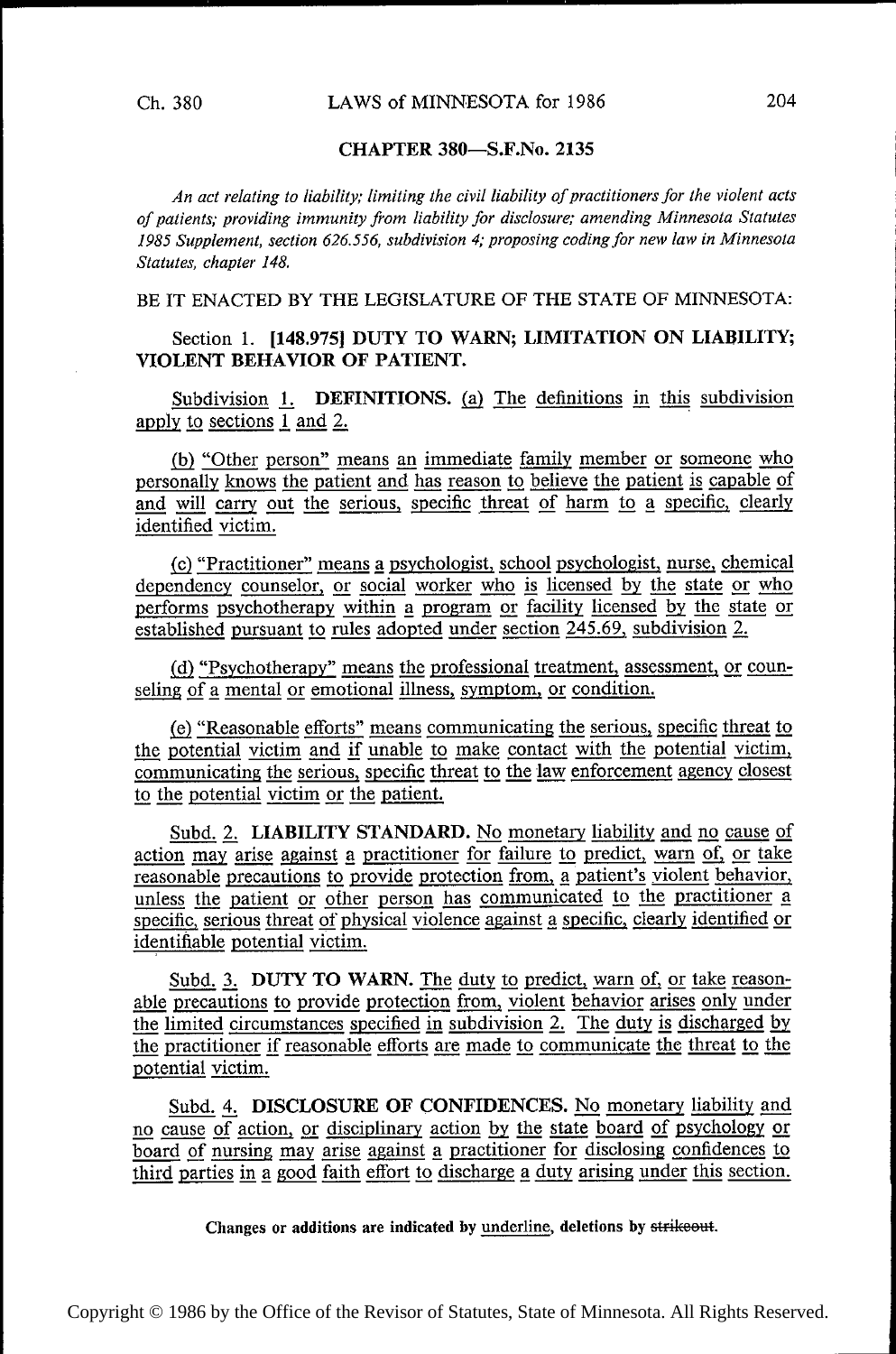## CHAPTER 380—S.F.No. 2135

*An act relating to liability; limiting the civil liability of practitioners for the violent acts of patients; providing immunity from liability for disclosure; amending Minnesota Statutes 1985 Supplement, section 626.556, subdivision 4; proposing coding for new law in Minnesota Statutes, chapter 148.*

BE IT ENACTED BY THE LEGISLATURE OF THE STATE OF MINNESOTA:

Section 1. **[148.975] DUTY TO WARN; LIMITATION ON LIABILITY; VIOLENT BEHAVIOR OF PATIENT.**

Subdivision 1. **DEFINITIONS.** (a) The definitions in this subdivision apply to sections 1 and 2.

(b) "Other person" means an immediate family member or someone who personally knows the patient and has reason to believe the patient is capable of and will carry out the serious, specific threat of harm to a specific, clearly identified victim.

(c) "Practitioner" means a psychologist, school psychologist, nurse, chemical dependency counselor, or social worker who is licensed by the state or who performs psychotherapy within a program or facility licensed by the state or established pursuant to rules adopted under section 245.69, subdivision 2.

(d) "Psychotherapy" means the professional treatment, assessment, or counseling of a mental or emotional illness, symptom, or condition.

(e) "Reasonable efforts" means communicating the serious, specific threat to the potential victim and if unable to make contact with the potential victim, communicating the serious, specific threat to the law enforcement agency closest to the potential victim or the patient.

Subd. 2. **LIABILITY STANDARD.** No monetary liability and no cause of action may arise against a practitioner for failure to predict, warn of, or take reasonable precautions to provide protection from, a patient's violent behavior, unless the patient or other person has communicated to the practitioner a specific, serious threat of physical violence against a specific, clearly identified or identifiable potential victim.

Subd. 3. **DUTY TO WARN.** The duty to predict, warn of, or take reasonable precautions to provide protection from, violent behavior arises only under the limited circumstances specified in subdivision 2. The duty is discharged by the practitioner if reasonable efforts are made to communicate the threat to the potential victim.

Subd. 4. **DISCLOSURE OF CONFIDENCES.** No monetary liability and no cause of action, or disciplinary action by the state board of psychology or board of nursing may arise against a practitioner for disclosing confidences to third parties in a good faith effort to discharge a duty arising under this section.

**Changes or additions are indicated by underline, deletions by ~~strikeout~~.**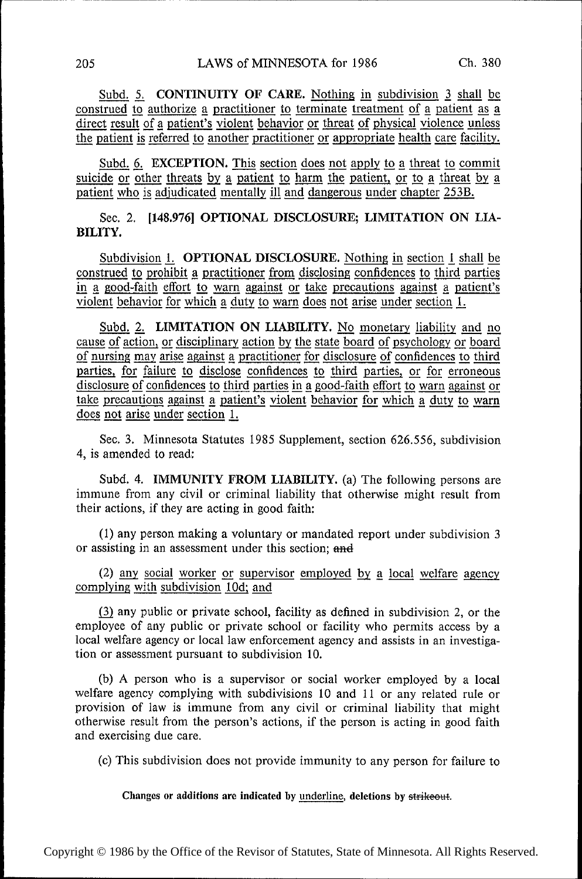Subd. 5. **CONTINUITY OF CARE.** Nothing in subdivision 3 shall be construed to authorize a practitioner to terminate treatment of a patient as a direct result of a patient's violent behavior or threat of physical violence unless the patient is referred to another practitioner or appropriate health care facility.

Subd. 6. **EXCEPTION.** This section does not apply to a threat to commit suicide or other threats by a patient to harm the patient, or to a threat by a patient who is adjudicated mentally ill and dangerous under chapter 253B.

Sec. 2. **[148.976] OPTIONAL DISCLOSURE; LIMITATION ON LIABILITY.**

Subdivision 1. **OPTIONAL DISCLOSURE.** Nothing in section 1 shall be construed to prohibit a practitioner from disclosing confidences to third parties in a good-faith effort to warn against or take precautions against a patient's violent behavior for which a duty to warn does not arise under section 1.

Subd. 2. **LIMITATION ON LIABILITY.** No monetary liability and no cause of action, or disciplinary action by the state board of psychology or board of nursing may arise against a practitioner for disclosure of confidences to third parties, for failure to disclose confidences to third parties, or for erroneous disclosure of confidences to third parties in a good-faith effort to warn against or take precautions against a patient's violent behavior for which a duty to warn does not arise under section 1.

Sec. 3. Minnesota Statutes 1985 Supplement, section 626.556, subdivision 4, is amended to read:

Subd. 4. **IMMUNITY FROM LIABILITY.** (a) The following persons are immune from any civil or criminal liability that otherwise might result from their actions, if they are acting in good faith:

(1) any person making a voluntary or mandated report under subdivision 3 or assisting in an assessment under this section; ~~and~~

(2) any social worker or supervisor employed by a local welfare agency complying with subdivision 10d; and

(3) any public or private school, facility as defined in subdivision 2, or the employee of any public or private school or facility who permits access by a local welfare agency or local law enforcement agency and assists in an investigation or assessment pursuant to subdivision 10.

(b) A person who is a supervisor or social worker employed by a local welfare agency complying with subdivisions 10 and 11 or any related rule or provision of law is immune from any civil or criminal liability that might otherwise result from the person's actions, if the person is acting in good faith and exercising due care.

(c) This subdivision does not provide immunity to any person for failure to

**Changes or additions are indicated by underline, deletions by ~~strikeout~~.**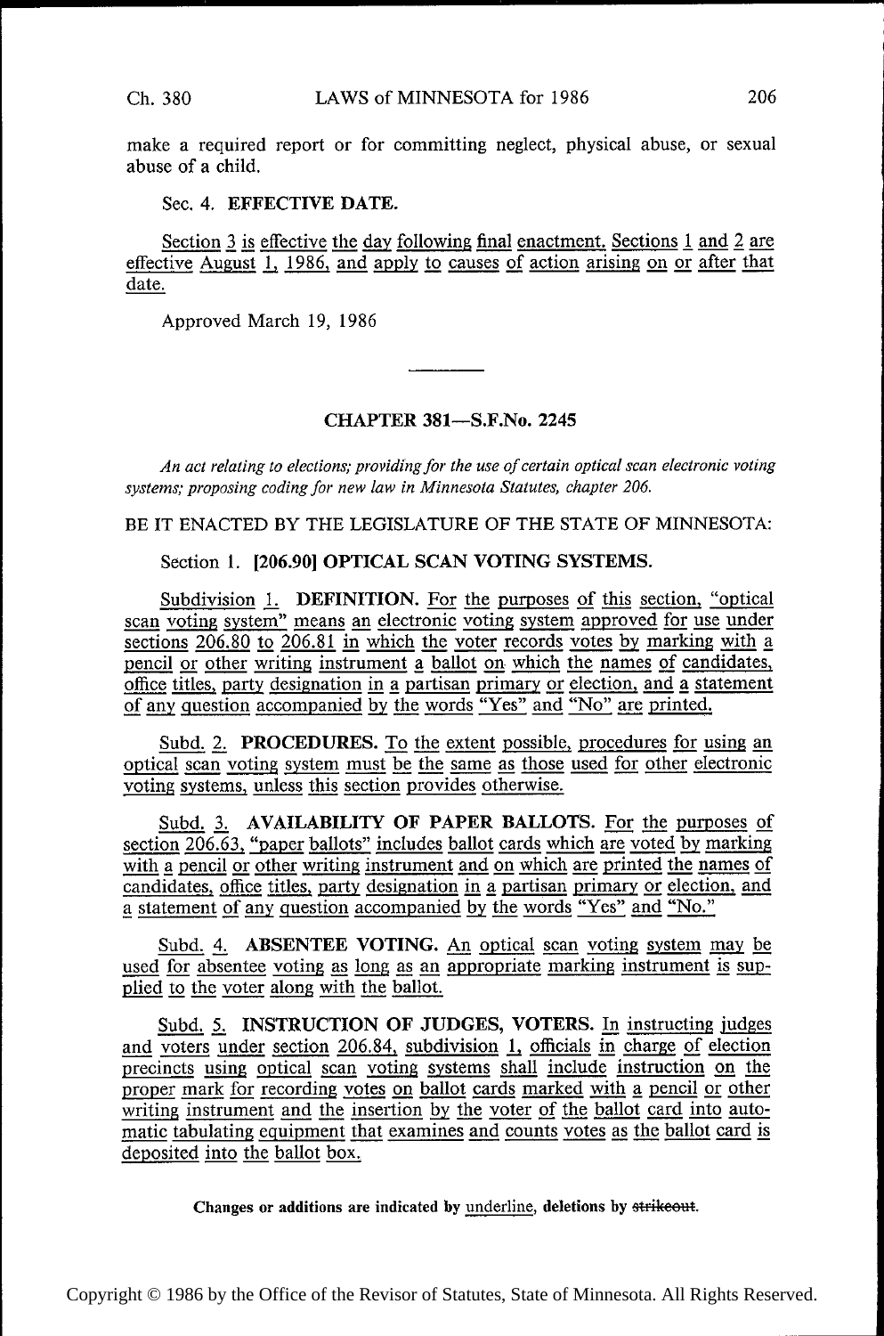make a required report or for committing neglect, physical abuse, or sexual abuse of a child.

Sec. 4. **EFFECTIVE DATE.**

Section 3 is effective the day following final enactment. Sections 1 and 2 are effective August 1, 1986, and apply to causes of action arising on or after that date.

Approved March 19, 1986

---

## CHAPTER 381—S.F.No. 2245

*An act relating to elections; providing for the use of certain optical scan electronic voting systems; proposing coding for new law in Minnesota Statutes, chapter 206.*

BE IT ENACTED BY THE LEGISLATURE OF THE STATE OF MINNESOTA:

Section 1. **[206.90] OPTICAL SCAN VOTING SYSTEMS.**

Subdivision 1. **DEFINITION.** For the purposes of this section, "optical scan voting system" means an electronic voting system approved for use under sections 206.80 to 206.81 in which the voter records votes by marking with a pencil or other writing instrument a ballot on which the names of candidates, office titles, party designation in a partisan primary or election, and a statement of any question accompanied by the words "Yes" and "No" are printed.

Subd. 2. **PROCEDURES.** To the extent possible, procedures for using an optical scan voting system must be the same as those used for other electronic voting systems, unless this section provides otherwise.

Subd. 3. **AVAILABILITY OF PAPER BALLOTS.** For the purposes of section 206.63, "paper ballots" includes ballot cards which are voted by marking with a pencil or other writing instrument and on which are printed the names of candidates, office titles, party designation in a partisan primary or election, and a statement of any question accompanied by the words "Yes" and "No."

Subd. 4. **ABSENTEE VOTING.** An optical scan voting system may be used for absentee voting as long as an appropriate marking instrument is supplied to the voter along with the ballot.

Subd. 5. **INSTRUCTION OF JUDGES, VOTERS.** In instructing judges and voters under section 206.84, subdivision 1, officials in charge of election precincts using optical scan voting systems shall include instruction on the proper mark for recording votes on ballot cards marked with a pencil or other writing instrument and the insertion by the voter of the ballot card into automatic tabulating equipment that examines and counts votes as the ballot card is deposited into the ballot box.

Changes or additions are indicated by underline, deletions by ~~strikeout~~.